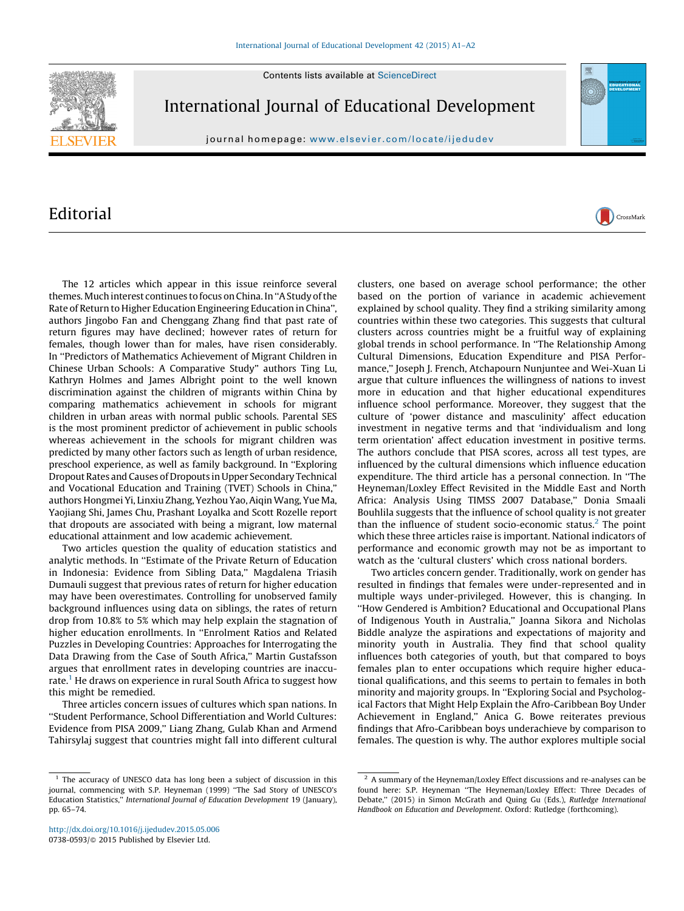# Editorial

The 12 articles which appear in this issue reinforce several themes. Much interest continues to focus on China. In "A Study of the Rate of Return to Higher Education Engineering Education in China", authors Jingobo Fan and Chenggang Zhang find that past rate of return figures may have declined; however rates of return for females, though lower than for males, have risen considerably. In "Predictors of Mathematics Achievement of Migrant Children in Chinese Urban Schools: A Comparative Study" authors Ting Lu, Kathryn Holmes and James Albright point to the well known discrimination against the children of migrants within China by comparing mathematics achievement in schools for migrant children in urban areas with normal public schools. Parental SES is the most prominent predictor of achievement in public schools whereas achievement in the schools for migrant children was predicted by many other factors such as length of urban residence, preschool experience, as well as family background. In "Exploring Dropout Rates and Causes of Dropouts in Upper Secondary Technical and Vocational Education and Training (TVET) Schools in China," authors Hongmei Yi, Linxiu Zhang, Yezhou Yao, Aiqin Wang, Yue Ma, Yaojiang Shi, James Chu, Prashant Loyalka and Scott Rozelle report that dropouts are associated with being a migrant, low maternal educational attainment and low academic achievement.

Two articles question the quality of education statistics and analytic methods. In "Estimate of the Private Return of Education in Indonesia: Evidence from Sibling Data," Magdalena Triasih Dumauli suggest that previous rates of return for higher education may have been overestimates. Controlling for unobserved family background influences using data on siblings, the rates of return drop from 10.8% to 5% which may help explain the stagnation of higher education enrollments. In "Enrolment Ratios and Related Puzzles in Developing Countries: Approaches for Interrogating the Data Drawing from the Case of South Africa," Martin Gustafsson argues that enrollment rates in developing countries are inaccurate.[1] He draws on experience in rural South Africa to suggest how this might be remedied.

Three articles concern issues of cultures which span nations. In "Student Performance, School Differentiation and World Cultures: Evidence from PISA 2009," Liang Zhang, Gulab Khan and Armend Tahirsylaj suggest that countries might fall into different cultural clusters, one based on average school performance; the other based on the portion of variance in academic achievement explained by school quality. They find a striking similarity among countries within these two categories. This suggests that cultural clusters across countries might be a fruitful way of explaining global trends in school performance. In "The Relationship Among Cultural Dimensions, Education Expenditure and PISA Performance," Joseph J. French, Atchapourn Nunjuntee and Wei-Xuan Li argue that culture influences the willingness of nations to invest more in education and that higher educational expenditures influence school performance. Moreover, they suggest that the culture of 'power distance and masculinity' affect education investment in negative terms and that 'individualism and long term orientation' affect education investment in positive terms. The authors conclude that PISA scores, across all test types, are influenced by the cultural dimensions which influence education expenditure. The third article has a personal connection. In "The Heyneman/Loxley Effect Revisited in the Middle East and North Africa: Analysis Using TIMSS 2007 Database," Donia Smaali Bouhlila suggests that the influence of school quality is not greater than the influence of student socio-economic status.[2] The point which these three articles raise is important. National indicators of performance and economic growth may not be as important to watch as the 'cultural clusters' which cross national borders.

Two articles concern gender. Traditionally, work on gender has resulted in findings that females were under-represented and in multiple ways under-privileged. However, this is changing. In "How Gendered is Ambition? Educational and Occupational Plans of Indigenous Youth in Australia," Joanna Sikora and Nicholas Biddle analyze the aspirations and expectations of majority and minority youth in Australia. They find that school quality influences both categories of youth, but that compared to boys females plan to enter occupations which require higher educational qualifications, and this seems to pertain to females in both minority and majority groups. In "Exploring Social and Psychological Factors that Might Help Explain the Afro-Caribbean Boy Under Achievement in England," Anica G. Bowe reiterates previous findings that Afro-Caribbean boys underachieve by comparison to females. The question is why. The author explores multiple social

---

[1] The accuracy of UNESCO data has long been a subject of discussion in this journal, commencing with S.P. Heyneman (1999) "The Sad Story of UNESCO's Education Statistics," *International Journal of Education Development* 19 (January), pp. 65–74.

[2] A summary of the Heyneman/Loxley Effect discussions and re-analyses can be found here: S.P. Heyneman "The Heyneman/Loxley Effect: Three Decades of Debate," (2015) in Simon McGrath and Quing Gu (Eds.), *Rutledge International Handbook on Education and Development*. Oxford: Rutledge (forthcoming).

http://dx.doi.org/10.1016/j.ijedudev.2015.05.006
0738-0593/© 2015 Published by Elsevier Ltd.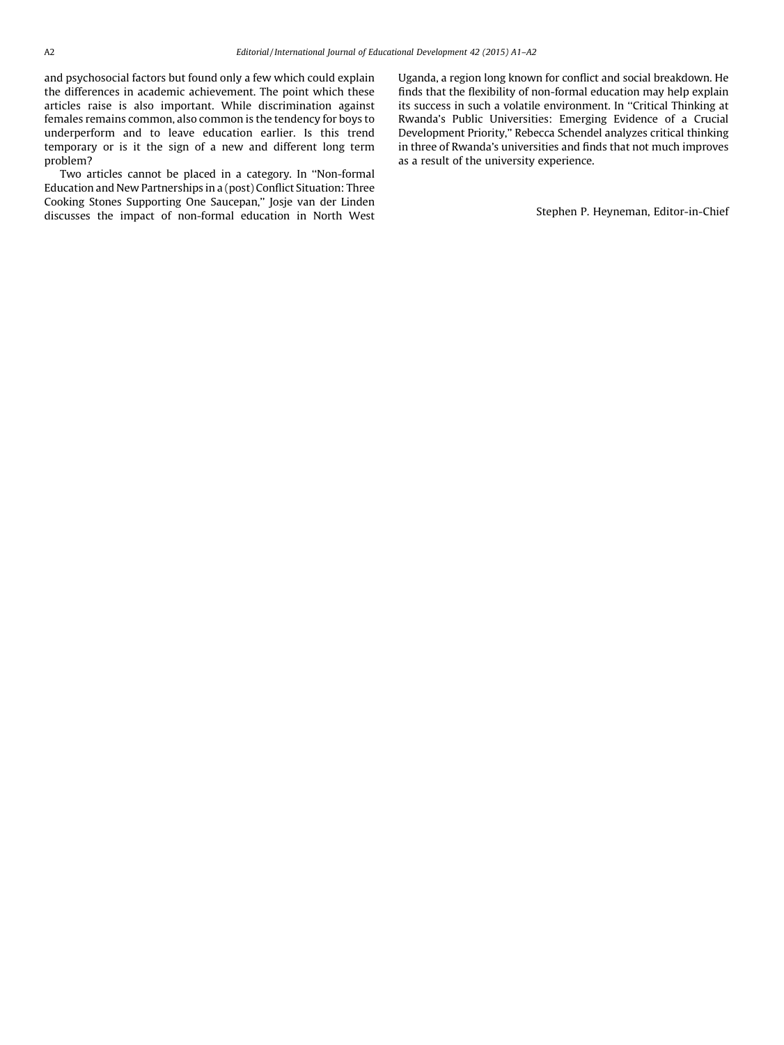and psychosocial factors but found only a few which could explain the differences in academic achievement. The point which these articles raise is also important. While discrimination against females remains common, also common is the tendency for boys to underperform and to leave education earlier. Is this trend temporary or is it the sign of a new and different long term problem?

Two articles cannot be placed in a category. In ''Non-formal Education and New Partnerships in a (post) Conflict Situation: Three Cooking Stones Supporting One Saucepan,'' Josje van der Linden discusses the impact of non-formal education in North West Uganda, a region long known for conflict and social breakdown. He finds that the flexibility of non-formal education may help explain its success in such a volatile environment. In ''Critical Thinking at Rwanda's Public Universities: Emerging Evidence of a Crucial Development Priority,'' Rebecca Schendel analyzes critical thinking in three of Rwanda's universities and finds that not much improves as a result of the university experience.

Stephen P. Heyneman, Editor-in-Chief